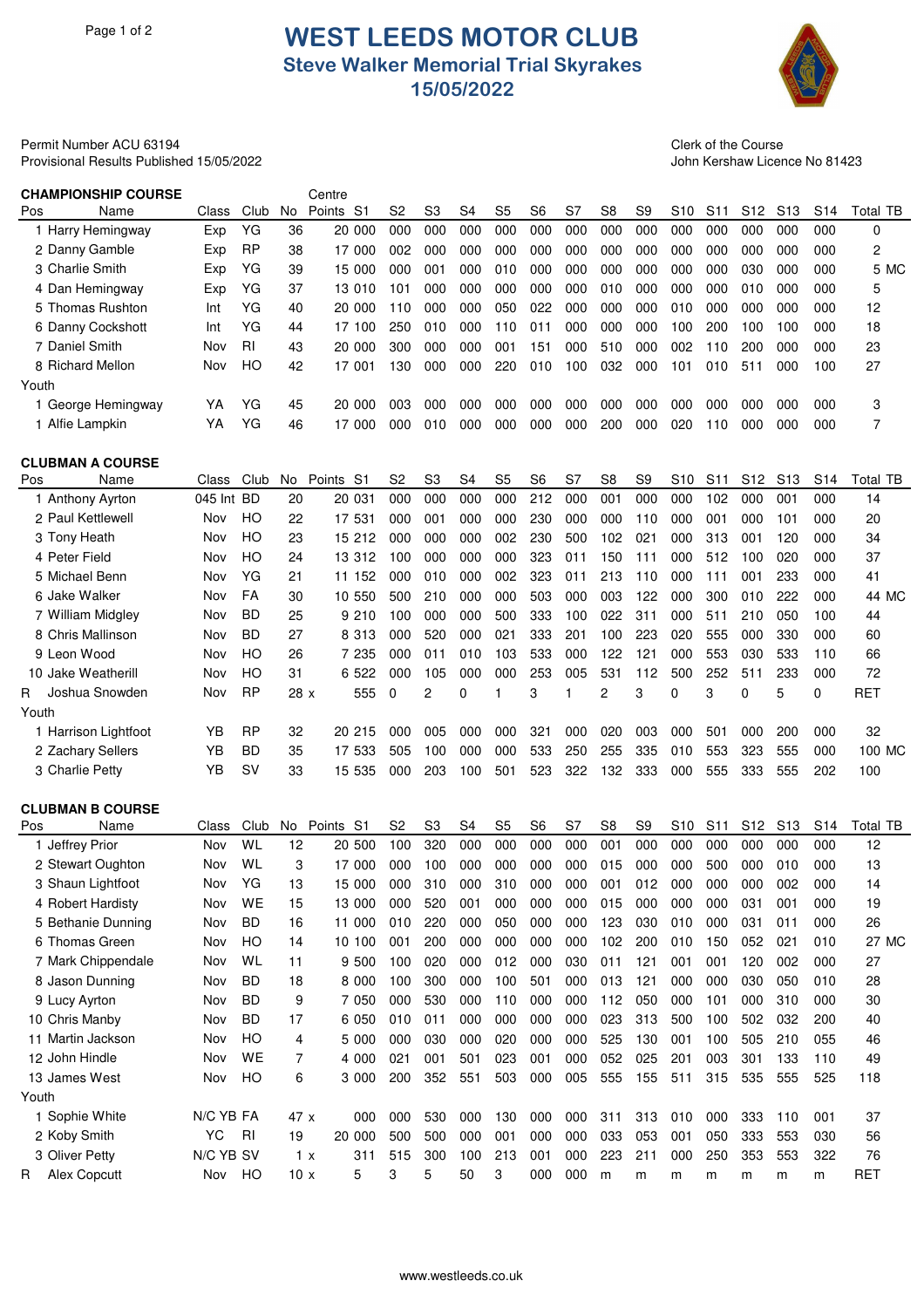# WEST LEEDS MOTOR CLUB

## Steve Walker Memorial Trial Skyrakes

## 15/05/2022

Permit Number ACU 63194
Provisional Results Published 15/05/2022

Clerk of the Course
John Kershaw Licence No 81423

### CHAMPIONSHIP COURSE

| Pos | Name | Class | Club | No | Centre Points | S1 | S2 | S3 | S4 | S5 | S6 | S7 | S8 | S9 | S10 | S11 | S12 | S13 | S14 | Total | TB |
|---|---|---|---|---|---|---|---|---|---|---|---|---|---|---|---|---|---|---|---|---|---|
| 1 | Harry Hemingway | Exp | YG | 36 | 20 | 000 | 000 | 000 | 000 | 000 | 000 | 000 | 000 | 000 | 000 | 000 | 000 | 000 | 000 | 0 | |
| 2 | Danny Gamble | Exp | RP | 38 | 17 | 000 | 002 | 000 | 000 | 000 | 000 | 000 | 000 | 000 | 000 | 000 | 000 | 000 | 000 | 2 | |
| 3 | Charlie Smith | Exp | YG | 39 | 15 | 000 | 000 | 001 | 000 | 010 | 000 | 000 | 000 | 000 | 000 | 000 | 030 | 000 | 000 | 5 | MC |
| 4 | Dan Hemingway | Exp | YG | 37 | 13 | 010 | 101 | 000 | 000 | 000 | 000 | 000 | 010 | 000 | 000 | 000 | 010 | 000 | 000 | 5 | |
| 5 | Thomas Rushton | Int | YG | 40 | 20 | 000 | 110 | 000 | 000 | 050 | 022 | 000 | 000 | 000 | 010 | 000 | 000 | 000 | 000 | 12 | |
| 6 | Danny Cockshott | Int | YG | 44 | 17 | 100 | 250 | 010 | 000 | 110 | 011 | 000 | 000 | 000 | 100 | 200 | 100 | 100 | 000 | 18 | |
| 7 | Daniel Smith | Nov | RI | 43 | 20 | 000 | 300 | 000 | 000 | 001 | 151 | 000 | 510 | 000 | 002 | 110 | 200 | 000 | 000 | 23 | |
| 8 | Richard Mellon | Nov | HO | 42 | 17 | 001 | 130 | 000 | 000 | 220 | 010 | 100 | 032 | 000 | 101 | 010 | 511 | 000 | 100 | 27 | |
| Youth | | | | | | | | | | | | | | | | | | | | | |
| 1 | George Hemingway | YA | YG | 45 | 20 | 000 | 003 | 000 | 000 | 000 | 000 | 000 | 000 | 000 | 000 | 000 | 000 | 000 | 000 | 3 | |
| 1 | Alfie Lampkin | YA | YG | 46 | 17 | 000 | 000 | 010 | 000 | 000 | 000 | 000 | 200 | 000 | 020 | 110 | 000 | 000 | 000 | 7 | |

### CLUBMAN A COURSE

| Pos | Name | Class | Club | No | Points | S1 | S2 | S3 | S4 | S5 | S6 | S7 | S8 | S9 | S10 | S11 | S12 | S13 | S14 | Total | TB |
|---|---|---|---|---|---|---|---|---|---|---|---|---|---|---|---|---|---|---|---|---|---|
| 1 | Anthony Ayrton | 045 Int | BD | 20 | 20 | 031 | 000 | 000 | 000 | 000 | 212 | 000 | 001 | 000 | 000 | 102 | 000 | 001 | 000 | 14 | |
| 2 | Paul Kettlewell | Nov | HO | 22 | 17 | 531 | 000 | 001 | 000 | 000 | 230 | 000 | 000 | 110 | 000 | 001 | 000 | 101 | 000 | 20 | |
| 3 | Tony Heath | Nov | HO | 23 | 15 | 212 | 000 | 000 | 000 | 002 | 230 | 500 | 102 | 021 | 000 | 313 | 001 | 120 | 000 | 34 | |
| 4 | Peter Field | Nov | HO | 24 | 13 | 312 | 100 | 000 | 000 | 000 | 323 | 011 | 150 | 111 | 000 | 512 | 100 | 020 | 000 | 37 | |
| 5 | Michael Benn | Nov | YG | 21 | 11 | 152 | 000 | 010 | 000 | 002 | 323 | 011 | 213 | 110 | 000 | 111 | 001 | 233 | 000 | 41 | |
| 6 | Jake Walker | Nov | FA | 30 | 10 | 550 | 500 | 210 | 000 | 000 | 503 | 000 | 003 | 122 | 000 | 300 | 010 | 222 | 000 | 44 | MC |
| 7 | William Midgley | Nov | BD | 25 | 9 | 210 | 100 | 000 | 000 | 500 | 333 | 100 | 022 | 311 | 000 | 511 | 210 | 050 | 100 | 44 | |
| 8 | Chris Mallinson | Nov | BD | 27 | 8 | 313 | 000 | 520 | 000 | 021 | 333 | 201 | 100 | 223 | 020 | 555 | 000 | 330 | 000 | 60 | |
| 9 | Leon Wood | Nov | HO | 26 | 7 | 235 | 000 | 011 | 010 | 103 | 533 | 000 | 122 | 121 | 000 | 553 | 030 | 533 | 110 | 66 | |
| 10 | Jake Weatherill | Nov | HO | 31 | 6 | 522 | 000 | 105 | 000 | 000 | 253 | 005 | 531 | 112 | 500 | 252 | 511 | 233 | 000 | 72 | |
| R | Joshua Snowden | Nov | RP | 28 x | | 555 | 0 | 2 | 0 | 1 | 3 | 1 | 2 | 3 | 0 | 3 | 0 | 5 | 0 | RET | |
| Youth | | | | | | | | | | | | | | | | | | | | | |
| 1 | Harrison Lightfoot | YB | RP | 32 | 20 | 215 | 000 | 005 | 000 | 000 | 321 | 000 | 020 | 003 | 000 | 501 | 000 | 200 | 000 | 32 | |
| 2 | Zachary Sellers | YB | BD | 35 | 17 | 533 | 505 | 100 | 000 | 000 | 533 | 250 | 255 | 335 | 010 | 553 | 323 | 555 | 000 | 100 | MC |
| 3 | Charlie Petty | YB | SV | 33 | 15 | 535 | 000 | 203 | 100 | 501 | 523 | 322 | 132 | 333 | 000 | 555 | 333 | 555 | 202 | 100 | |

### CLUBMAN B COURSE

| Pos | Name | Class | Club | No | Points | S1 | S2 | S3 | S4 | S5 | S6 | S7 | S8 | S9 | S10 | S11 | S12 | S13 | S14 | Total | TB |
|---|---|---|---|---|---|---|---|---|---|---|---|---|---|---|---|---|---|---|---|---|---|
| 1 | Jeffrey Prior | Nov | WL | 12 | 20 | 500 | 100 | 320 | 000 | 000 | 000 | 000 | 001 | 000 | 000 | 000 | 000 | 000 | 000 | 12 | |
| 2 | Stewart Oughton | Nov | WL | 3 | 17 | 000 | 000 | 100 | 000 | 000 | 000 | 000 | 015 | 000 | 000 | 500 | 000 | 010 | 000 | 13 | |
| 3 | Shaun Lightfoot | Nov | YG | 13 | 15 | 000 | 000 | 310 | 000 | 310 | 000 | 000 | 001 | 012 | 000 | 000 | 000 | 002 | 000 | 14 | |
| 4 | Robert Hardisty | Nov | WE | 15 | 13 | 000 | 000 | 520 | 001 | 000 | 000 | 000 | 015 | 000 | 000 | 000 | 031 | 001 | 000 | 19 | |
| 5 | Bethanie Dunning | Nov | BD | 16 | 11 | 000 | 010 | 220 | 000 | 050 | 000 | 000 | 123 | 030 | 010 | 000 | 031 | 011 | 000 | 26 | |
| 6 | Thomas Green | Nov | HO | 14 | 10 | 100 | 001 | 200 | 000 | 000 | 000 | 000 | 102 | 200 | 010 | 150 | 052 | 021 | 010 | 27 | MC |
| 7 | Mark Chippendale | Nov | WL | 11 | 9 | 500 | 100 | 020 | 000 | 012 | 000 | 030 | 011 | 121 | 001 | 001 | 120 | 002 | 000 | 27 | |
| 8 | Jason Dunning | Nov | BD | 18 | 8 | 000 | 100 | 300 | 000 | 100 | 501 | 000 | 013 | 121 | 000 | 000 | 030 | 050 | 010 | 28 | |
| 9 | Lucy Ayrton | Nov | BD | 9 | 7 | 050 | 000 | 530 | 000 | 110 | 000 | 000 | 112 | 050 | 000 | 101 | 000 | 310 | 000 | 30 | |
| 10 | Chris Manby | Nov | BD | 17 | 6 | 050 | 010 | 011 | 000 | 000 | 000 | 000 | 023 | 313 | 500 | 100 | 502 | 032 | 200 | 40 | |
| 11 | Martin Jackson | Nov | HO | 4 | 5 | 000 | 000 | 030 | 000 | 020 | 000 | 000 | 525 | 130 | 001 | 100 | 505 | 210 | 055 | 46 | |
| 12 | John Hindle | Nov | WE | 7 | 4 | 000 | 021 | 001 | 501 | 023 | 001 | 000 | 052 | 025 | 201 | 003 | 301 | 133 | 110 | 49 | |
| 13 | James West | Nov | HO | 6 | 3 | 000 | 200 | 352 | 551 | 503 | 000 | 005 | 555 | 155 | 511 | 315 | 535 | 555 | 525 | 118 | |
| Youth | | | | | | | | | | | | | | | | | | | | | |
| 1 | Sophie White | N/C YB | FA | 47 x | | 000 | 000 | 530 | 000 | 130 | 000 | 000 | 311 | 313 | 010 | 000 | 333 | 110 | 001 | 37 | |
| 2 | Koby Smith | YC | RI | 19 | 20 | 000 | 500 | 500 | 000 | 001 | 000 | 000 | 033 | 053 | 001 | 050 | 333 | 553 | 030 | 56 | |
| 3 | Oliver Petty | N/C YB | SV | 1 x | | 311 | 515 | 300 | 100 | 213 | 001 | 000 | 223 | 211 | 000 | 250 | 353 | 553 | 322 | 76 | |
| R | Alex Copcutt | Nov | HO | 10 x | | 5 | 3 | 5 | 50 | 3 | 000 | 000 | m | m | m | m | m | m | m | RET | |

www.westleeds.co.uk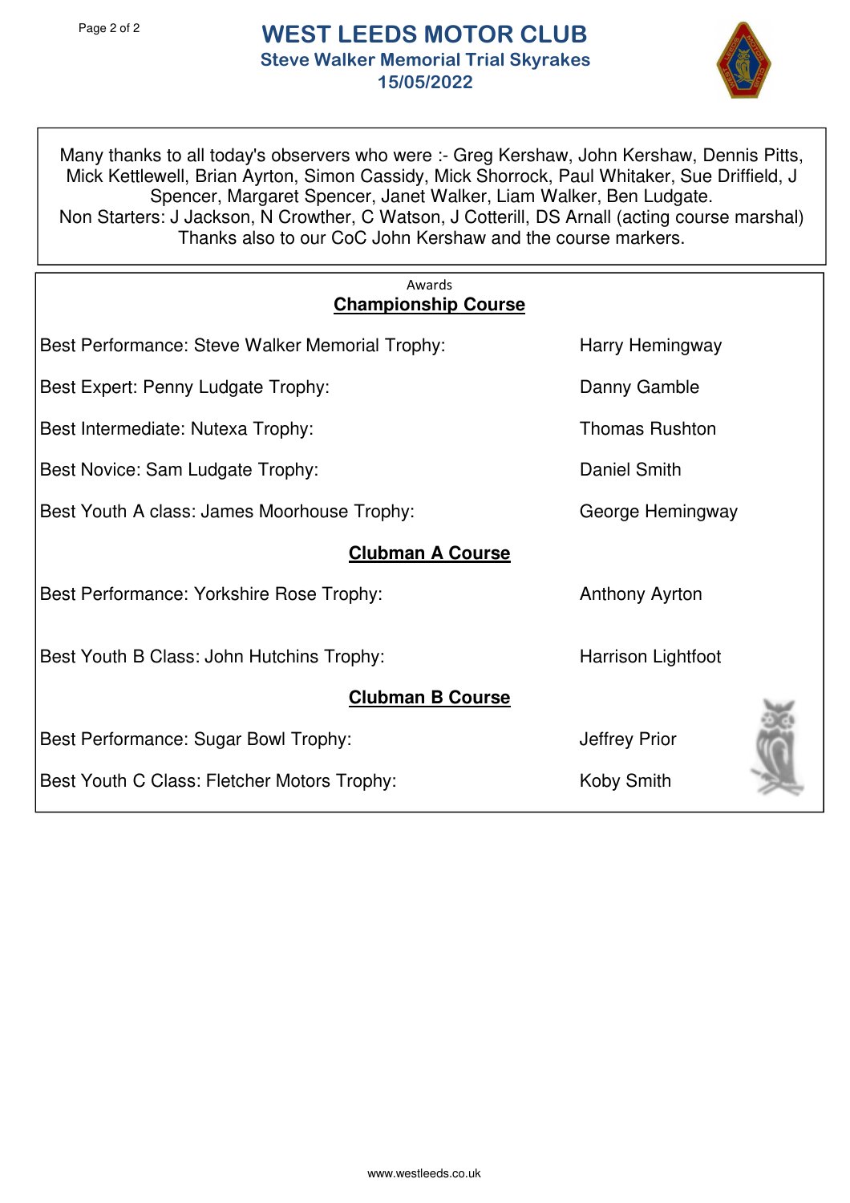# WEST LEEDS MOTOR CLUB

## Steve Walker Memorial Trial Skyrakes

## 15/05/2022

Many thanks to all today's observers who were :- Greg Kershaw, John Kershaw, Dennis Pitts, Mick Kettlewell, Brian Ayrton, Simon Cassidy, Mick Shorrock, Paul Whitaker, Sue Driffield, J Spencer, Margaret Spencer, Janet Walker, Liam Walker, Ben Ludgate.
Non Starters: J Jackson, N Crowther, C Watson, J Cotterill, DS Arnall (acting course marshal)
Thanks also to our CoC John Kershaw and the course markers.

Awards

**Championship Course**

| | |
|---|---|
| Best Performance: Steve Walker Memorial Trophy: | Harry Hemingway |
| Best Expert: Penny Ludgate Trophy: | Danny Gamble |
| Best Intermediate: Nutexa Trophy: | Thomas Rushton |
| Best Novice: Sam Ludgate Trophy: | Daniel Smith |
| Best Youth A class: James Moorhouse Trophy: | George Hemingway |

**Clubman A Course**

| | |
|---|---|
| Best Performance: Yorkshire Rose Trophy: | Anthony Ayrton |
| Best Youth B Class: John Hutchins Trophy: | Harrison Lightfoot |

**Clubman B Course**

| | |
|---|---|
| Best Performance: Sugar Bowl Trophy: | Jeffrey Prior |
| Best Youth C Class: Fletcher Motors Trophy: | Koby Smith |

www.westleeds.co.uk